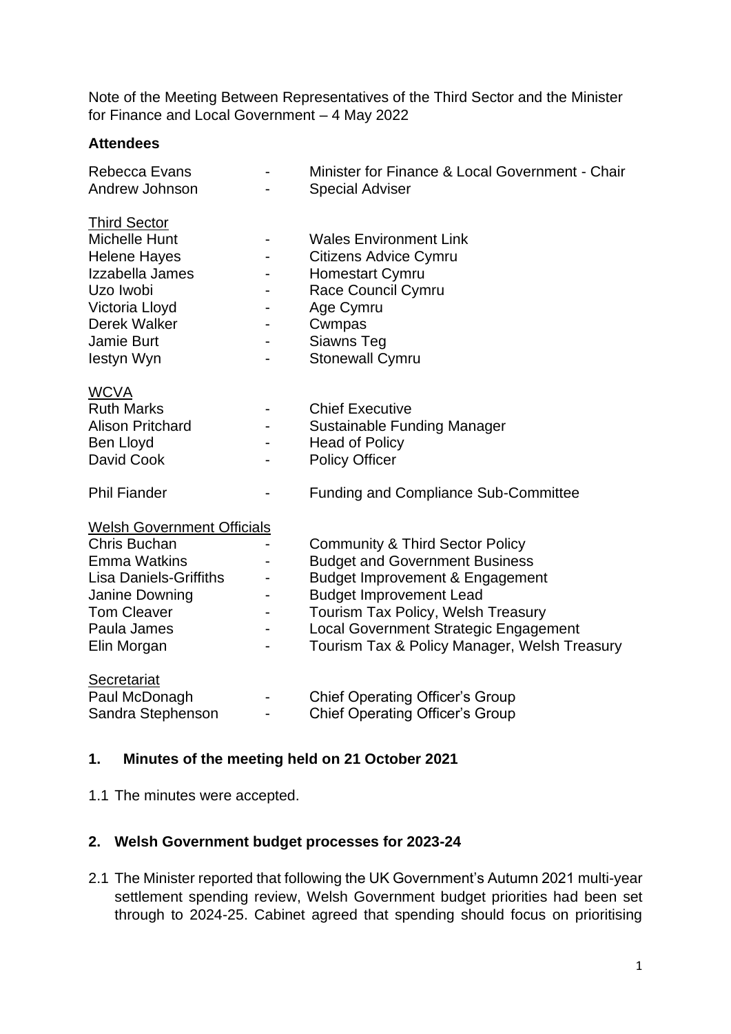Note of the Meeting Between Representatives of the Third Sector and the Minister for Finance and Local Government – 4 May 2022

**Attendees**

| | | |
|---|---|---|
| Rebecca Evans | - | Minister for Finance & Local Government - Chair |
| Andrew Johnson | - | Special Adviser |
| <u>Third Sector</u> | | |
| Michelle Hunt | - | Wales Environment Link |
| Helene Hayes | - | Citizens Advice Cymru |
| Izzabella James | - | Homestart Cymru |
| Uzo Iwobi | - | Race Council Cymru |
| Victoria Lloyd | - | Age Cymru |
| Derek Walker | - | Cwmpas |
| Jamie Burt | - | Siawns Teg |
| Iestyn Wyn | - | Stonewall Cymru |
| <u>WCVA</u> | | |
| Ruth Marks | - | Chief Executive |
| Alison Pritchard | - | Sustainable Funding Manager |
| Ben Lloyd | - | Head of Policy |
| David Cook | - | Policy Officer |
| Phil Fiander | - | Funding and Compliance Sub-Committee |
| <u>Welsh Government Officials</u> | | |
| Chris Buchan | - | Community & Third Sector Policy |
| Emma Watkins | - | Budget and Government Business |
| Lisa Daniels-Griffiths | - | Budget Improvement & Engagement |
| Janine Downing | - | Budget Improvement Lead |
| Tom Cleaver | - | Tourism Tax Policy, Welsh Treasury |
| Paula James | - | Local Government Strategic Engagement |
| Elin Morgan | - | Tourism Tax & Policy Manager, Welsh Treasury |
| <u>Secretariat</u> | | |
| Paul McDonagh | - | Chief Operating Officer's Group |
| Sandra Stephenson | - | Chief Operating Officer's Group |

## 1. Minutes of the meeting held on 21 October 2021

1.1 The minutes were accepted.

## 2. Welsh Government budget processes for 2023-24

2.1 The Minister reported that following the UK Government's Autumn 2021 multi-year settlement spending review, Welsh Government budget priorities had been set through to 2024-25. Cabinet agreed that spending should focus on prioritising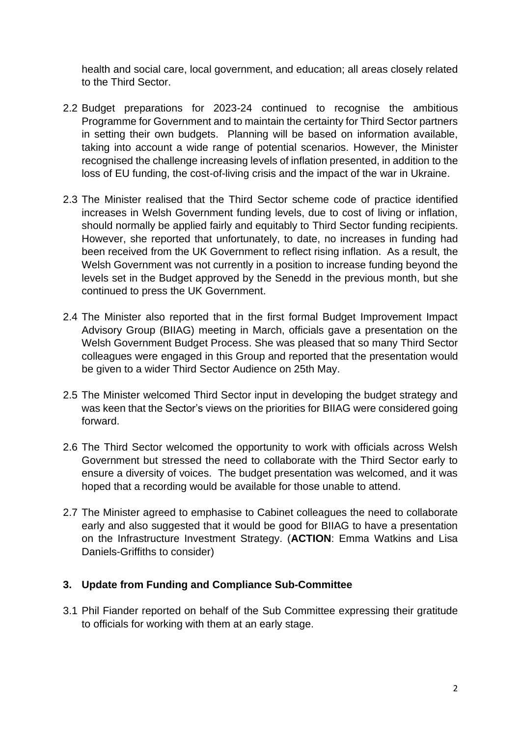health and social care, local government, and education; all areas closely related to the Third Sector.

2.2 Budget preparations for 2023-24 continued to recognise the ambitious Programme for Government and to maintain the certainty for Third Sector partners in setting their own budgets. Planning will be based on information available, taking into account a wide range of potential scenarios. However, the Minister recognised the challenge increasing levels of inflation presented, in addition to the loss of EU funding, the cost-of-living crisis and the impact of the war in Ukraine.

2.3 The Minister realised that the Third Sector scheme code of practice identified increases in Welsh Government funding levels, due to cost of living or inflation, should normally be applied fairly and equitably to Third Sector funding recipients. However, she reported that unfortunately, to date, no increases in funding had been received from the UK Government to reflect rising inflation. As a result, the Welsh Government was not currently in a position to increase funding beyond the levels set in the Budget approved by the Senedd in the previous month, but she continued to press the UK Government.

2.4 The Minister also reported that in the first formal Budget Improvement Impact Advisory Group (BIIAG) meeting in March, officials gave a presentation on the Welsh Government Budget Process. She was pleased that so many Third Sector colleagues were engaged in this Group and reported that the presentation would be given to a wider Third Sector Audience on 25th May.

2.5 The Minister welcomed Third Sector input in developing the budget strategy and was keen that the Sector's views on the priorities for BIIAG were considered going forward.

2.6 The Third Sector welcomed the opportunity to work with officials across Welsh Government but stressed the need to collaborate with the Third Sector early to ensure a diversity of voices. The budget presentation was welcomed, and it was hoped that a recording would be available for those unable to attend.

2.7 The Minister agreed to emphasise to Cabinet colleagues the need to collaborate early and also suggested that it would be good for BIIAG to have a presentation on the Infrastructure Investment Strategy. (**ACTION**: Emma Watkins and Lisa Daniels-Griffiths to consider)

## 3. Update from Funding and Compliance Sub-Committee

3.1 Phil Fiander reported on behalf of the Sub Committee expressing their gratitude to officials for working with them at an early stage.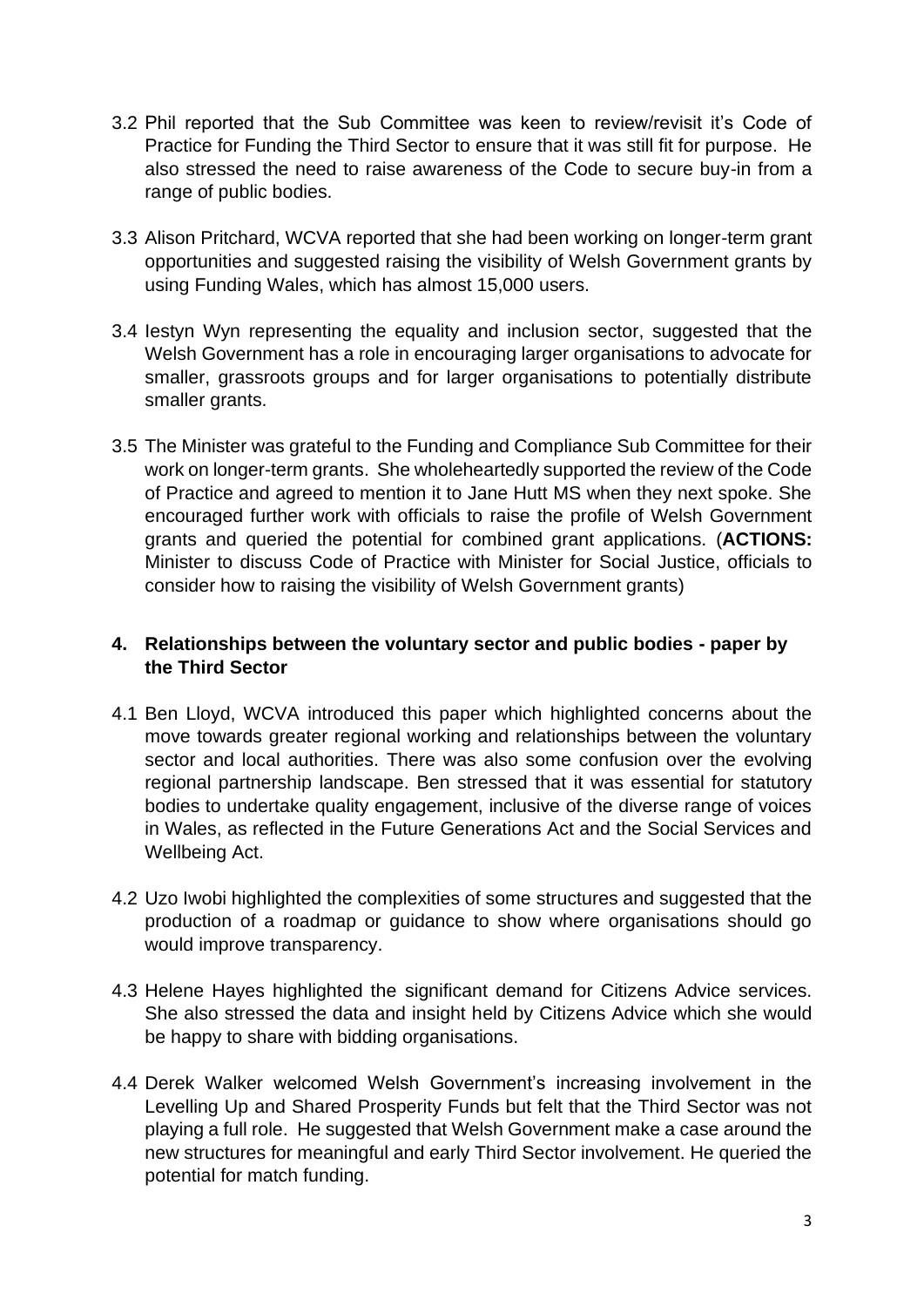3.2 Phil reported that the Sub Committee was keen to review/revisit it's Code of Practice for Funding the Third Sector to ensure that it was still fit for purpose. He also stressed the need to raise awareness of the Code to secure buy-in from a range of public bodies.

3.3 Alison Pritchard, WCVA reported that she had been working on longer-term grant opportunities and suggested raising the visibility of Welsh Government grants by using Funding Wales, which has almost 15,000 users.

3.4 Iestyn Wyn representing the equality and inclusion sector, suggested that the Welsh Government has a role in encouraging larger organisations to advocate for smaller, grassroots groups and for larger organisations to potentially distribute smaller grants.

3.5 The Minister was grateful to the Funding and Compliance Sub Committee for their work on longer-term grants. She wholeheartedly supported the review of the Code of Practice and agreed to mention it to Jane Hutt MS when they next spoke. She encouraged further work with officials to raise the profile of Welsh Government grants and queried the potential for combined grant applications. (**ACTIONS:** Minister to discuss Code of Practice with Minister for Social Justice, officials to consider how to raising the visibility of Welsh Government grants)

## 4. Relationships between the voluntary sector and public bodies - paper by the Third Sector

4.1 Ben Lloyd, WCVA introduced this paper which highlighted concerns about the move towards greater regional working and relationships between the voluntary sector and local authorities. There was also some confusion over the evolving regional partnership landscape. Ben stressed that it was essential for statutory bodies to undertake quality engagement, inclusive of the diverse range of voices in Wales, as reflected in the Future Generations Act and the Social Services and Wellbeing Act.

4.2 Uzo Iwobi highlighted the complexities of some structures and suggested that the production of a roadmap or guidance to show where organisations should go would improve transparency.

4.3 Helene Hayes highlighted the significant demand for Citizens Advice services. She also stressed the data and insight held by Citizens Advice which she would be happy to share with bidding organisations.

4.4 Derek Walker welcomed Welsh Government's increasing involvement in the Levelling Up and Shared Prosperity Funds but felt that the Third Sector was not playing a full role. He suggested that Welsh Government make a case around the new structures for meaningful and early Third Sector involvement. He queried the potential for match funding.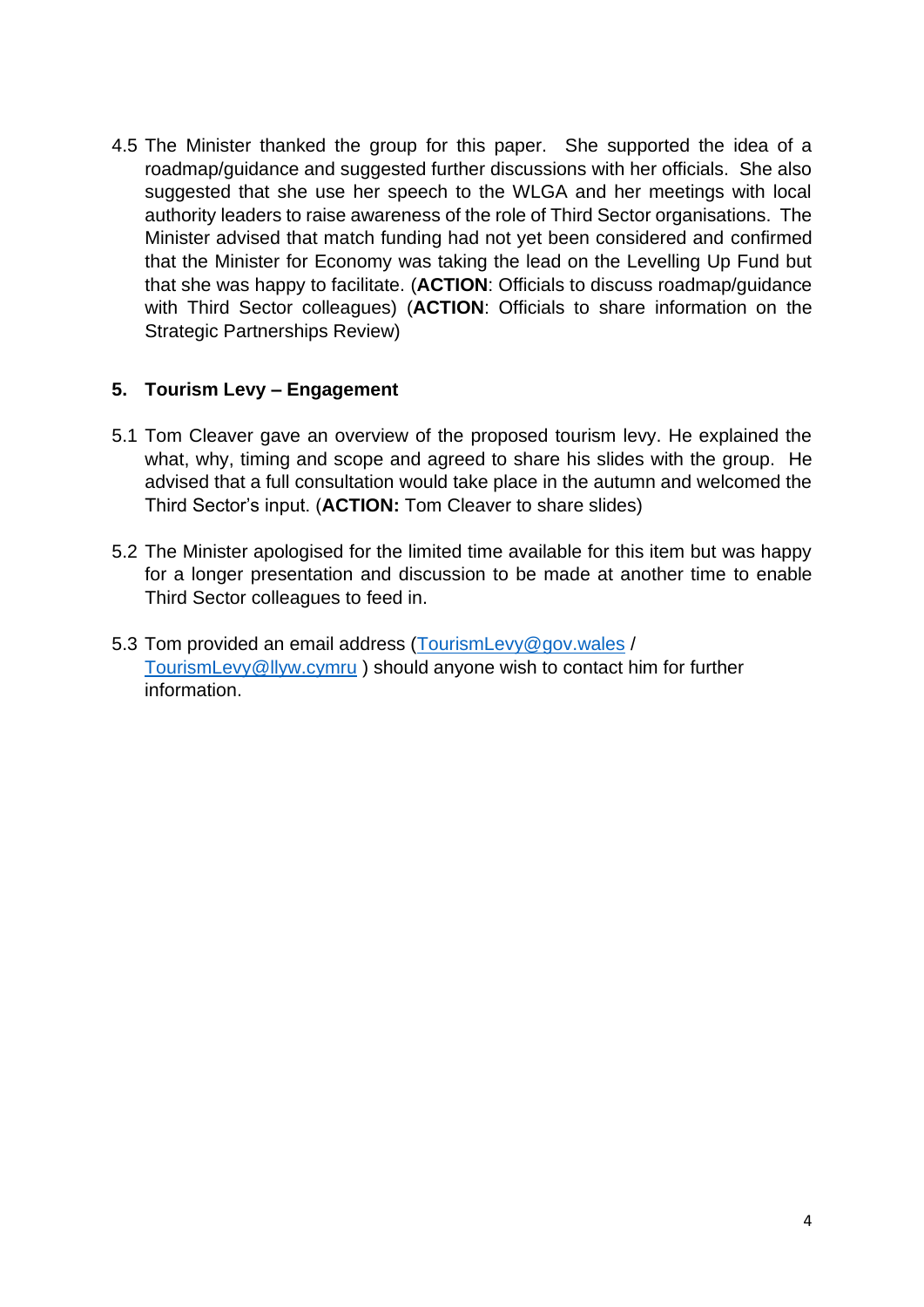4.5 The Minister thanked the group for this paper. She supported the idea of a roadmap/guidance and suggested further discussions with her officials. She also suggested that she use her speech to the WLGA and her meetings with local authority leaders to raise awareness of the role of Third Sector organisations. The Minister advised that match funding had not yet been considered and confirmed that the Minister for Economy was taking the lead on the Levelling Up Fund but that she was happy to facilitate. (**ACTION**: Officials to discuss roadmap/guidance with Third Sector colleagues) (**ACTION**: Officials to share information on the Strategic Partnerships Review)

## 5. Tourism Levy – Engagement

5.1 Tom Cleaver gave an overview of the proposed tourism levy. He explained the what, why, timing and scope and agreed to share his slides with the group. He advised that a full consultation would take place in the autumn and welcomed the Third Sector's input. (**ACTION:** Tom Cleaver to share slides)

5.2 The Minister apologised for the limited time available for this item but was happy for a longer presentation and discussion to be made at another time to enable Third Sector colleagues to feed in.

5.3 Tom provided an email address ([TourismLevy@gov.wales](mailto:TourismLevy@gov.wales) / [TourismLevy@llyw.cymru](mailto:TourismLevy@llyw.cymru) ) should anyone wish to contact him for further information.